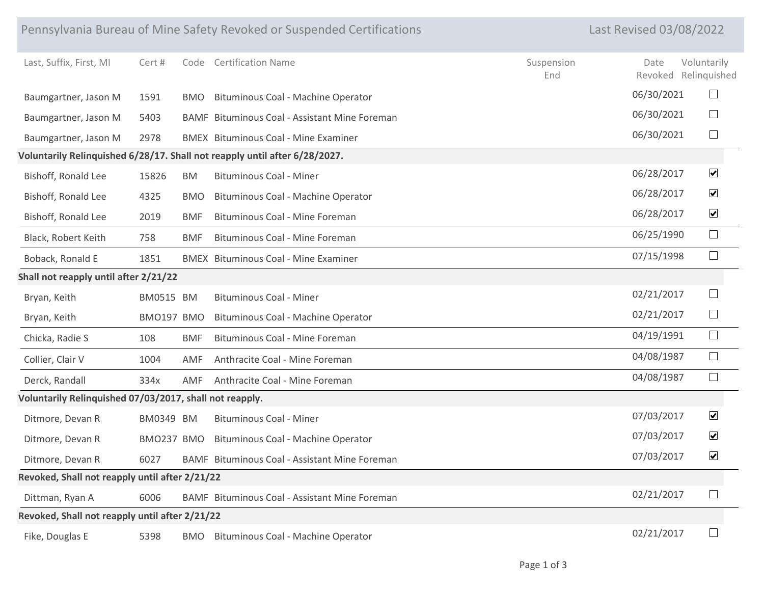# Pennsylvania Bureau of Mine Safety Revoked or Suspended Certifications

Last Revised 03/08/2022

| Last, Suffix, First, MI | Cert # | Code | Certification Name | Suspension End | Date Revoked | Voluntarily Relinquished |
|---|---|---|---|---|---|---|
| Baumgartner, Jason M | 1591 | BMO | Bituminous Coal - Machine Operator | | 06/30/2021 | ☐ |
| Baumgartner, Jason M | 5403 | BAMF | Bituminous Coal - Assistant Mine Foreman | | 06/30/2021 | ☐ |
| Baumgartner, Jason M | 2978 | BMEX | Bituminous Coal - Mine Examiner | | 06/30/2021 | ☐ |
| **Voluntarily Relinquished 6/28/17. Shall not reapply until after 6/28/2027.** | | | | | | |
| Bishoff, Ronald Lee | 15826 | BM | Bituminous Coal - Miner | | 06/28/2017 | ☑ |
| Bishoff, Ronald Lee | 4325 | BMO | Bituminous Coal - Machine Operator | | 06/28/2017 | ☑ |
| Bishoff, Ronald Lee | 2019 | BMF | Bituminous Coal - Mine Foreman | | 06/28/2017 | ☑ |
| Black, Robert Keith | 758 | BMF | Bituminous Coal - Mine Foreman | | 06/25/1990 | ☐ |
| Boback, Ronald E | 1851 | BMEX | Bituminous Coal - Mine Examiner | | 07/15/1998 | ☐ |
| **Shall not reapply until after 2/21/22** | | | | | | |
| Bryan, Keith | BM0515 | BM | Bituminous Coal - Miner | | 02/21/2017 | ☐ |
| Bryan, Keith | BMO197 | BMO | Bituminous Coal - Machine Operator | | 02/21/2017 | ☐ |
| Chicka, Radie S | 108 | BMF | Bituminous Coal - Mine Foreman | | 04/19/1991 | ☐ |
| Collier, Clair V | 1004 | AMF | Anthracite Coal - Mine Foreman | | 04/08/1987 | ☐ |
| Derck, Randall | 334x | AMF | Anthracite Coal - Mine Foreman | | 04/08/1987 | ☐ |
| **Voluntarily Relinquished 07/03/2017, shall not reapply.** | | | | | | |
| Ditmore, Devan R | BM0349 | BM | Bituminous Coal - Miner | | 07/03/2017 | ☑ |
| Ditmore, Devan R | BMO237 | BMO | Bituminous Coal - Machine Operator | | 07/03/2017 | ☑ |
| Ditmore, Devan R | 6027 | BAMF | Bituminous Coal - Assistant Mine Foreman | | 07/03/2017 | ☑ |
| **Revoked, Shall not reapply until after 2/21/22** | | | | | | |
| Dittman, Ryan A | 6006 | BAMF | Bituminous Coal - Assistant Mine Foreman | | 02/21/2017 | ☐ |
| **Revoked, Shall not reapply until after 2/21/22** | | | | | | |
| Fike, Douglas E | 5398 | BMO | Bituminous Coal - Machine Operator | | 02/21/2017 | ☐ |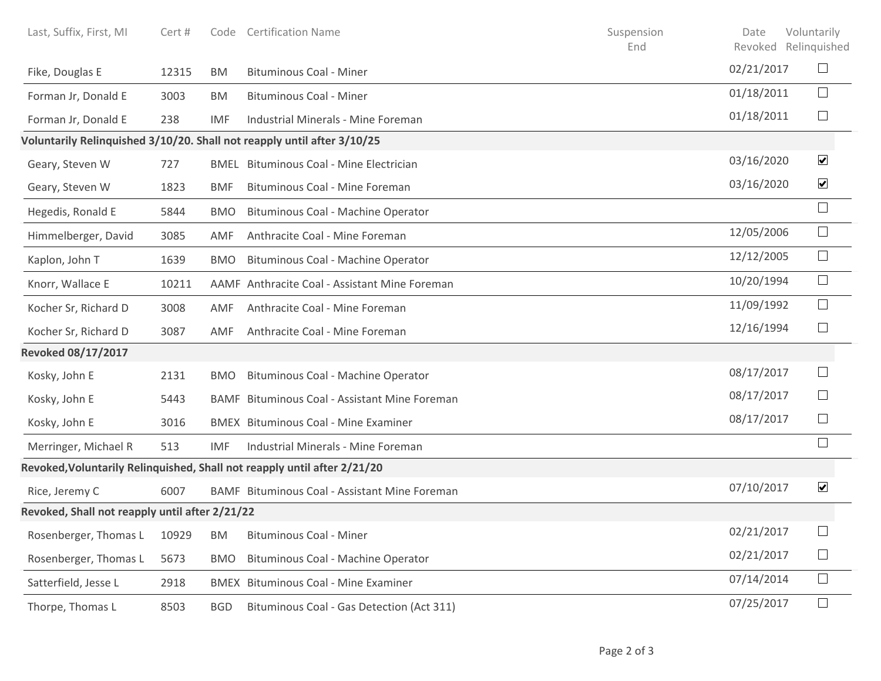| Last, Suffix, First, MI | Cert # | Code | Certification Name | Suspension End | Date Revoked | Voluntarily Relinquished |
| --- | --- | --- | --- | --- | --- | --- |
| Fike, Douglas E | 12315 | BM | Bituminous Coal - Miner | | 02/21/2017 | ☐ |
| Forman Jr, Donald E | 3003 | BM | Bituminous Coal - Miner | | 01/18/2011 | ☐ |
| Forman Jr, Donald E | 238 | IMF | Industrial Minerals - Mine Foreman | | 01/18/2011 | ☐ |
| **Voluntarily Relinquished 3/10/20. Shall not reapply until after 3/10/25** | | | | | | |
| Geary, Steven W | 727 | BMEL | Bituminous Coal - Mine Electrician | | 03/16/2020 | ☑ |
| Geary, Steven W | 1823 | BMF | Bituminous Coal - Mine Foreman | | 03/16/2020 | ☑ |
| Hegedis, Ronald E | 5844 | BMO | Bituminous Coal - Machine Operator | | | ☐ |
| Himmelberger, David | 3085 | AMF | Anthracite Coal - Mine Foreman | | 12/05/2006 | ☐ |
| Kaplon, John T | 1639 | BMO | Bituminous Coal - Machine Operator | | 12/12/2005 | ☐ |
| Knorr, Wallace E | 10211 | AAMF | Anthracite Coal - Assistant Mine Foreman | | 10/20/1994 | ☐ |
| Kocher Sr, Richard D | 3008 | AMF | Anthracite Coal - Mine Foreman | | 11/09/1992 | ☐ |
| Kocher Sr, Richard D | 3087 | AMF | Anthracite Coal - Mine Foreman | | 12/16/1994 | ☐ |
| **Revoked 08/17/2017** | | | | | | |
| Kosky, John E | 2131 | BMO | Bituminous Coal - Machine Operator | | 08/17/2017 | ☐ |
| Kosky, John E | 5443 | BAMF | Bituminous Coal - Assistant Mine Foreman | | 08/17/2017 | ☐ |
| Kosky, John E | 3016 | BMEX | Bituminous Coal - Mine Examiner | | 08/17/2017 | ☐ |
| Merringer, Michael R | 513 | IMF | Industrial Minerals - Mine Foreman | | | ☐ |
| **Revoked,Voluntarily Relinquished, Shall not reapply until after 2/21/20** | | | | | | |
| Rice, Jeremy C | 6007 | BAMF | Bituminous Coal - Assistant Mine Foreman | | 07/10/2017 | ☑ |
| **Revoked, Shall not reapply until after 2/21/22** | | | | | | |
| Rosenberger, Thomas L | 10929 | BM | Bituminous Coal - Miner | | 02/21/2017 | ☐ |
| Rosenberger, Thomas L | 5673 | BMO | Bituminous Coal - Machine Operator | | 02/21/2017 | ☐ |
| Satterfield, Jesse L | 2918 | BMEX | Bituminous Coal - Mine Examiner | | 07/14/2014 | ☐ |
| Thorpe, Thomas L | 8503 | BGD | Bituminous Coal - Gas Detection (Act 311) | | 07/25/2017 | ☐ |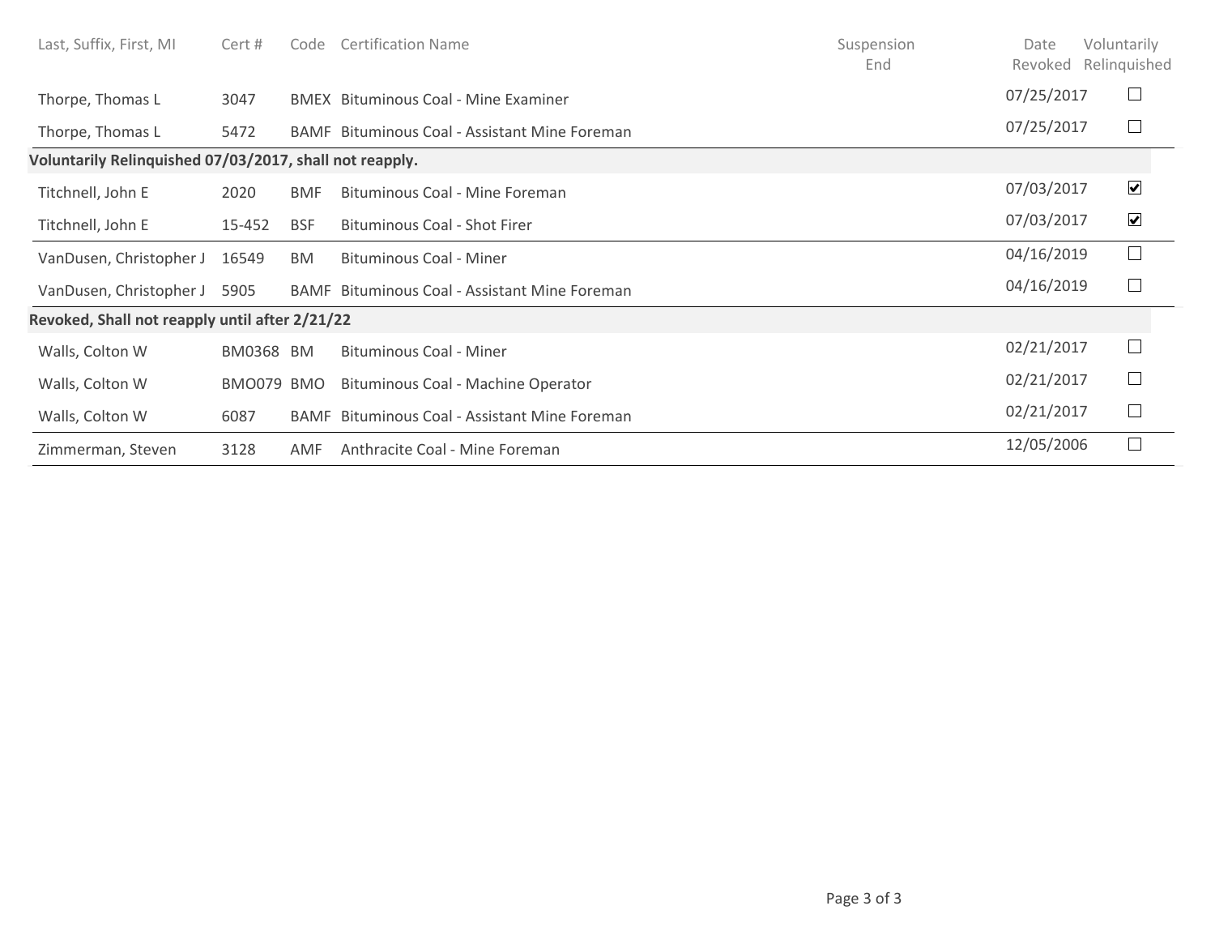| Last, Suffix, First, MI | Cert # | Code | Certification Name | Suspension End | Date Revoked | Voluntarily Relinquished |
|---|---|---|---|---|---|---|
| Thorpe, Thomas L | 3047 | BMEX | Bituminous Coal - Mine Examiner | | 07/25/2017 | ☐ |
| Thorpe, Thomas L | 5472 | BAMF | Bituminous Coal - Assistant Mine Foreman | | 07/25/2017 | ☐ |
| **Voluntarily Relinquished 07/03/2017, shall not reapply.** | | | | | | |
| Titchnell, John E | 2020 | BMF | Bituminous Coal - Mine Foreman | | 07/03/2017 | ☑ |
| Titchnell, John E | 15-452 | BSF | Bituminous Coal - Shot Firer | | 07/03/2017 | ☑ |
| VanDusen, Christopher J | 16549 | BM | Bituminous Coal - Miner | | 04/16/2019 | ☐ |
| VanDusen, Christopher J | 5905 | BAMF | Bituminous Coal - Assistant Mine Foreman | | 04/16/2019 | ☐ |
| **Revoked, Shall not reapply until after 2/21/22** | | | | | | |
| Walls, Colton W | BM0368 | BM | Bituminous Coal - Miner | | 02/21/2017 | ☐ |
| Walls, Colton W | BMO079 | BMO | Bituminous Coal - Machine Operator | | 02/21/2017 | ☐ |
| Walls, Colton W | 6087 | BAMF | Bituminous Coal - Assistant Mine Foreman | | 02/21/2017 | ☐ |
| Zimmerman, Steven | 3128 | AMF | Anthracite Coal - Mine Foreman | | 12/05/2006 | ☐ |